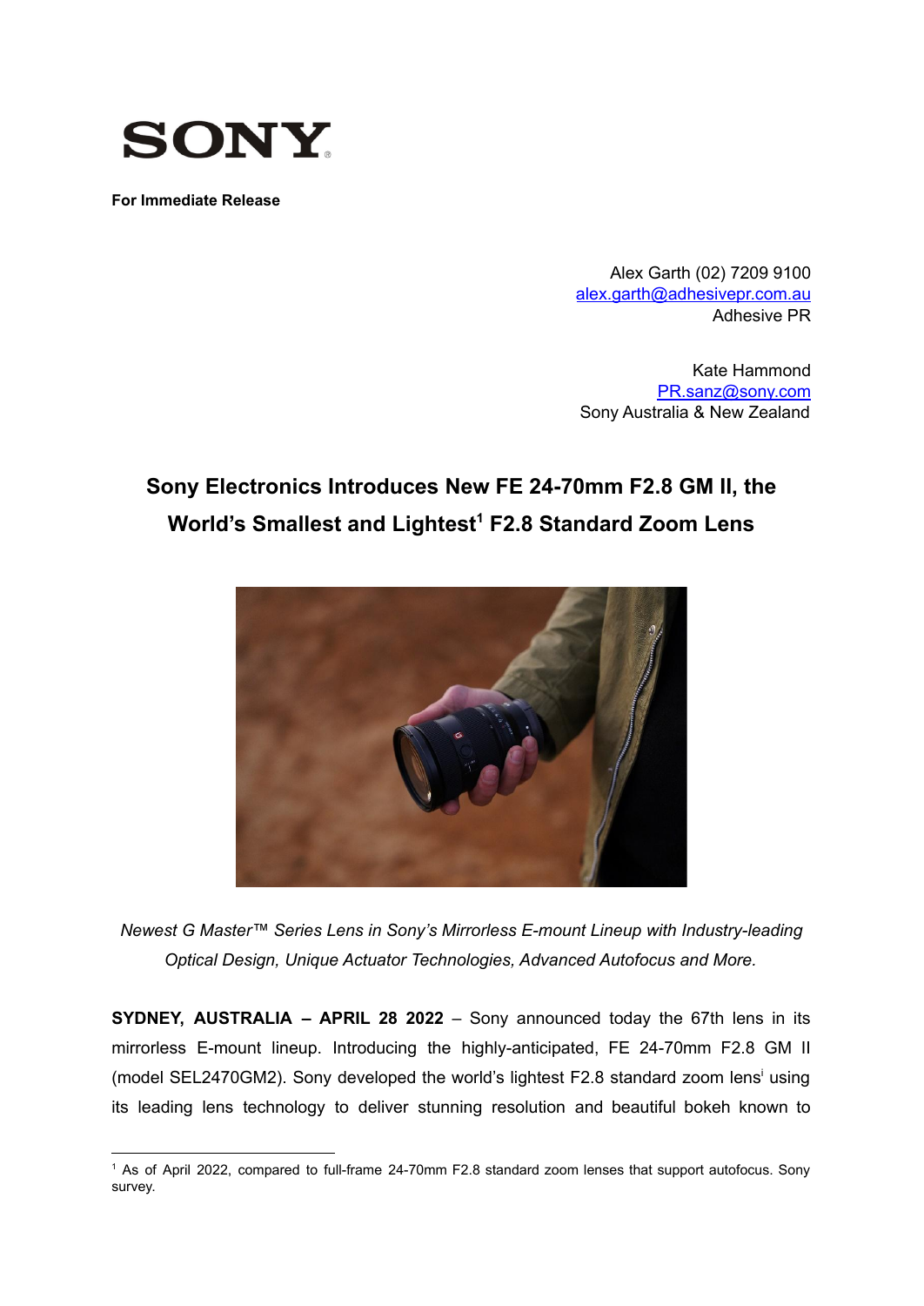SONY

**For Immediate Release**

Alex Garth (02) 7209 9100
alex.garth@adhesivepr.com.au
Adhesive PR

Kate Hammond
PR.sanz@sony.com
Sony Australia & New Zealand

# Sony Electronics Introduces New FE 24-70mm F2.8 GM II, the World's Smallest and Lightest[1] F2.8 Standard Zoom Lens

*Newest G Master™ Series Lens in Sony's Mirrorless E-mount Lineup with Industry-leading Optical Design, Unique Actuator Technologies, Advanced Autofocus and More.*

**SYDNEY, AUSTRALIA – APRIL 28 2022** – Sony announced today the 67th lens in its mirrorless E-mount lineup. Introducing the highly-anticipated, FE 24-70mm F2.8 GM II (model SEL2470GM2). Sony developed the world's lightest F2.8 standard zoom lens[i] using its leading lens technology to deliver stunning resolution and beautiful bokeh known to

---

[1] As of April 2022, compared to full-frame 24-70mm F2.8 standard zoom lenses that support autofocus. Sony survey.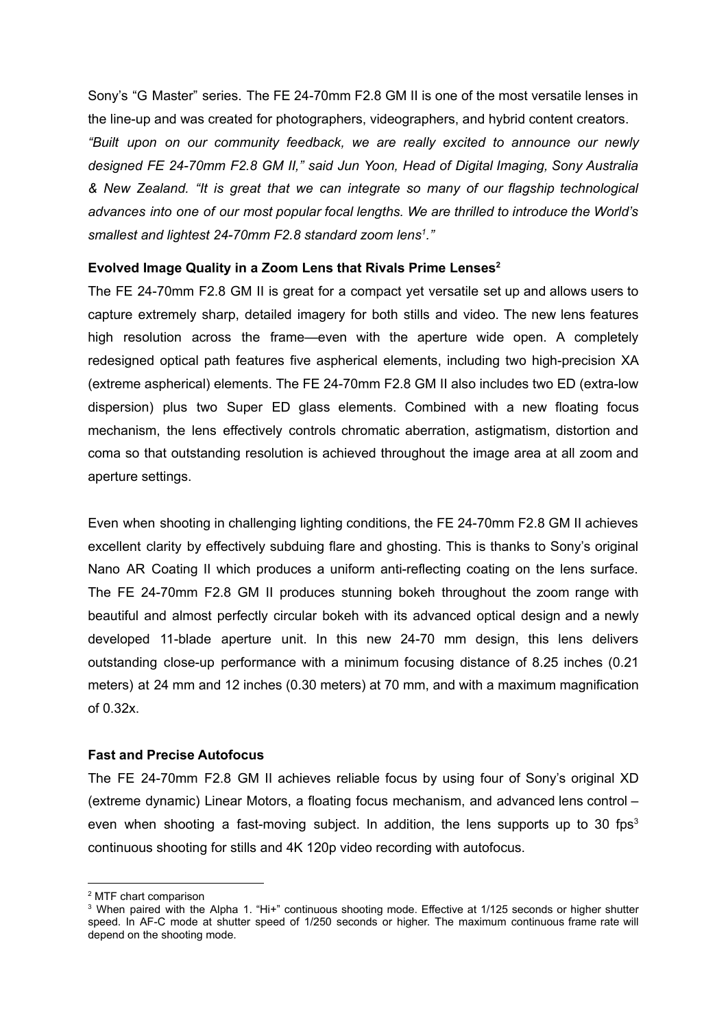Sony's "G Master" series. The FE 24-70mm F2.8 GM II is one of the most versatile lenses in the line-up and was created for photographers, videographers, and hybrid content creators.

*"Built upon on our community feedback, we are really excited to announce our newly designed FE 24-70mm F2.8 GM II," said Jun Yoon, Head of Digital Imaging, Sony Australia & New Zealand. "It is great that we can integrate so many of our flagship technological advances into one of our most popular focal lengths. We are thrilled to introduce the World's smallest and lightest 24-70mm F2.8 standard zoom lens[1]."*

**Evolved Image Quality in a Zoom Lens that Rivals Prime Lenses[2]**

The FE 24-70mm F2.8 GM II is great for a compact yet versatile set up and allows users to capture extremely sharp, detailed imagery for both stills and video. The new lens features high resolution across the frame—even with the aperture wide open. A completely redesigned optical path features five aspherical elements, including two high-precision XA (extreme aspherical) elements. The FE 24-70mm F2.8 GM II also includes two ED (extra-low dispersion) plus two Super ED glass elements. Combined with a new floating focus mechanism, the lens effectively controls chromatic aberration, astigmatism, distortion and coma so that outstanding resolution is achieved throughout the image area at all zoom and aperture settings.

Even when shooting in challenging lighting conditions, the FE 24-70mm F2.8 GM II achieves excellent clarity by effectively subduing flare and ghosting. This is thanks to Sony's original Nano AR Coating II which produces a uniform anti-reflecting coating on the lens surface. The FE 24-70mm F2.8 GM II produces stunning bokeh throughout the zoom range with beautiful and almost perfectly circular bokeh with its advanced optical design and a newly developed 11-blade aperture unit. In this new 24-70 mm design, this lens delivers outstanding close-up performance with a minimum focusing distance of 8.25 inches (0.21 meters) at 24 mm and 12 inches (0.30 meters) at 70 mm, and with a maximum magnification of 0.32x.

**Fast and Precise Autofocus**

The FE 24-70mm F2.8 GM II achieves reliable focus by using four of Sony's original XD (extreme dynamic) Linear Motors, a floating focus mechanism, and advanced lens control – even when shooting a fast-moving subject. In addition, the lens supports up to 30 fps[3] continuous shooting for stills and 4K 120p video recording with autofocus.

---

[2] MTF chart comparison

[3] When paired with the Alpha 1. "Hi+" continuous shooting mode. Effective at 1/125 seconds or higher shutter speed. In AF-C mode at shutter speed of 1/250 seconds or higher. The maximum continuous frame rate will depend on the shooting mode.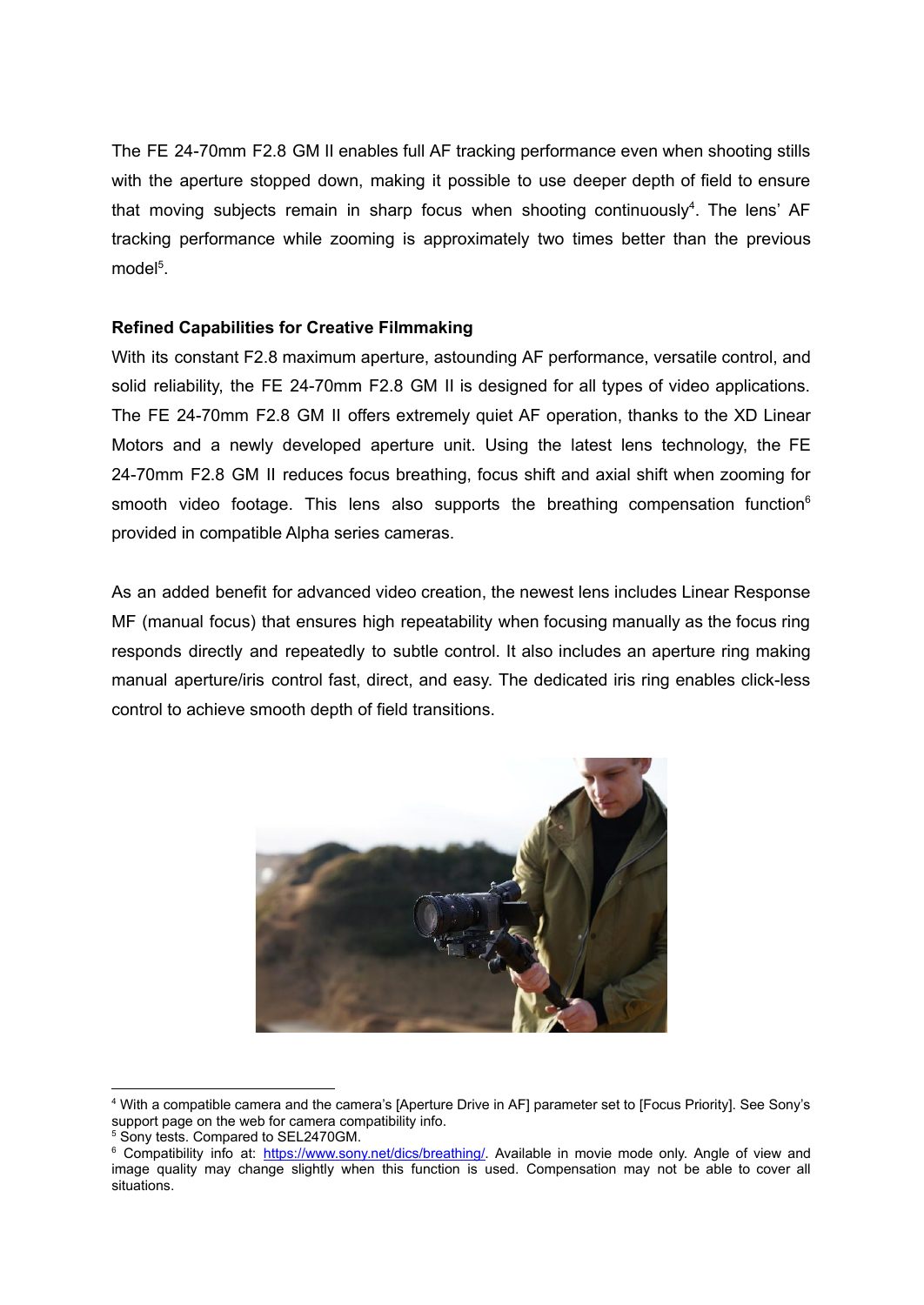The FE 24-70mm F2.8 GM II enables full AF tracking performance even when shooting stills with the aperture stopped down, making it possible to use deeper depth of field to ensure that moving subjects remain in sharp focus when shooting continuously[4]. The lens' AF tracking performance while zooming is approximately two times better than the previous model[5].

**Refined Capabilities for Creative Filmmaking**

With its constant F2.8 maximum aperture, astounding AF performance, versatile control, and solid reliability, the FE 24-70mm F2.8 GM II is designed for all types of video applications. The FE 24-70mm F2.8 GM II offers extremely quiet AF operation, thanks to the XD Linear Motors and a newly developed aperture unit. Using the latest lens technology, the FE 24-70mm F2.8 GM II reduces focus breathing, focus shift and axial shift when zooming for smooth video footage. This lens also supports the breathing compensation function[6] provided in compatible Alpha series cameras.

As an added benefit for advanced video creation, the newest lens includes Linear Response MF (manual focus) that ensures high repeatability when focusing manually as the focus ring responds directly and repeatedly to subtle control. It also includes an aperture ring making manual aperture/iris control fast, direct, and easy. The dedicated iris ring enables click-less control to achieve smooth depth of field transitions.

---

[4] With a compatible camera and the camera's [Aperture Drive in AF] parameter set to [Focus Priority]. See Sony's support page on the web for camera compatibility info.

[5] Sony tests. Compared to SEL2470GM.

[6] Compatibility info at: https://www.sony.net/dics/breathing/. Available in movie mode only. Angle of view and image quality may change slightly when this function is used. Compensation may not be able to cover all situations.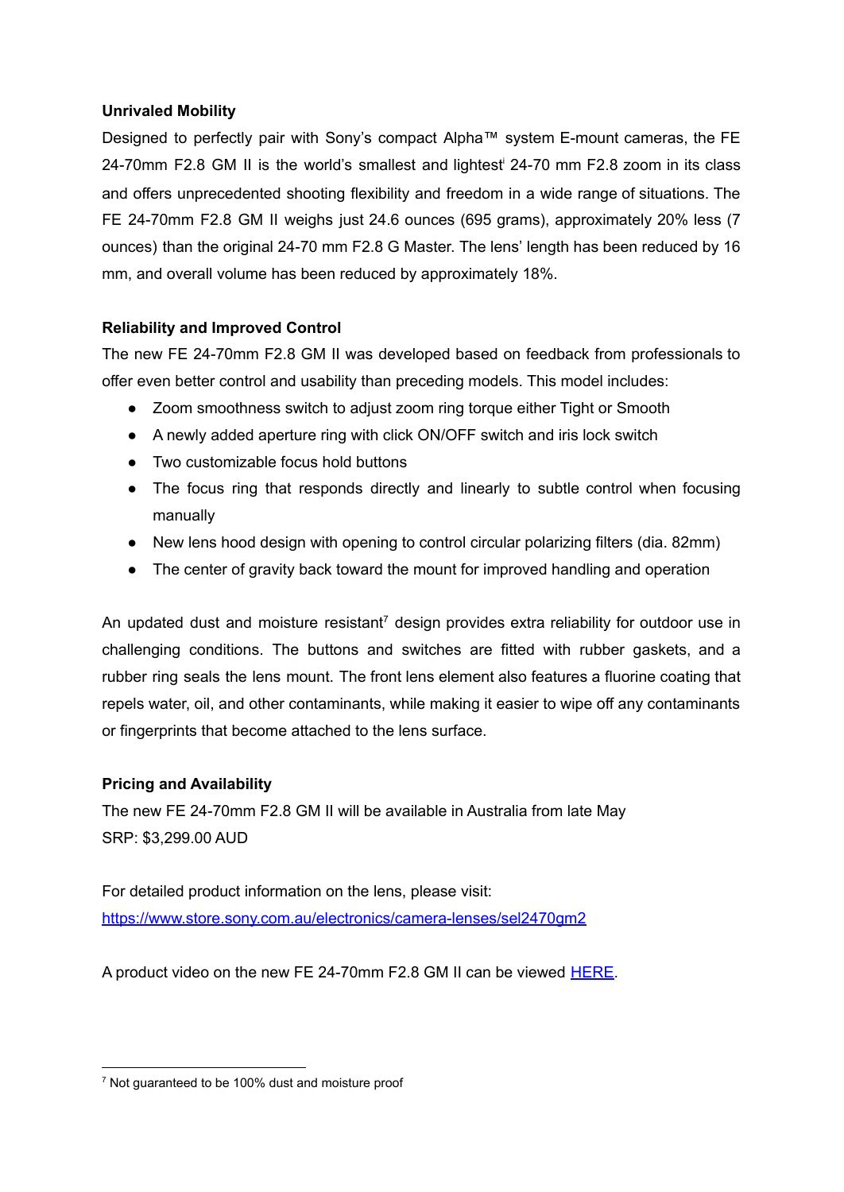**Unrivaled Mobility**

Designed to perfectly pair with Sony's compact Alpha™ system E-mount cameras, the FE 24-70mm F2.8 GM II is the world's smallest and lightest[i] 24-70 mm F2.8 zoom in its class and offers unprecedented shooting flexibility and freedom in a wide range of situations. The FE 24-70mm F2.8 GM II weighs just 24.6 ounces (695 grams), approximately 20% less (7 ounces) than the original 24-70 mm F2.8 G Master. The lens' length has been reduced by 16 mm, and overall volume has been reduced by approximately 18%.

**Reliability and Improved Control**

The new FE 24-70mm F2.8 GM II was developed based on feedback from professionals to offer even better control and usability than preceding models. This model includes:

- Zoom smoothness switch to adjust zoom ring torque either Tight or Smooth
- A newly added aperture ring with click ON/OFF switch and iris lock switch
- Two customizable focus hold buttons
- The focus ring that responds directly and linearly to subtle control when focusing manually
- New lens hood design with opening to control circular polarizing filters (dia. 82mm)
- The center of gravity back toward the mount for improved handling and operation

An updated dust and moisture resistant[7] design provides extra reliability for outdoor use in challenging conditions. The buttons and switches are fitted with rubber gaskets, and a rubber ring seals the lens mount. The front lens element also features a fluorine coating that repels water, oil, and other contaminants, while making it easier to wipe off any contaminants or fingerprints that become attached to the lens surface.

**Pricing and Availability**

The new FE 24-70mm F2.8 GM II will be available in Australia from late May
SRP: $3,299.00 AUD

For detailed product information on the lens, please visit:
[https://www.store.sony.com.au/electronics/camera-lenses/sel2470gm2](https://www.store.sony.com.au/electronics/camera-lenses/sel2470gm2)

A product video on the new FE 24-70mm F2.8 GM II can be viewed [HERE](#).

---

[7] Not guaranteed to be 100% dust and moisture proof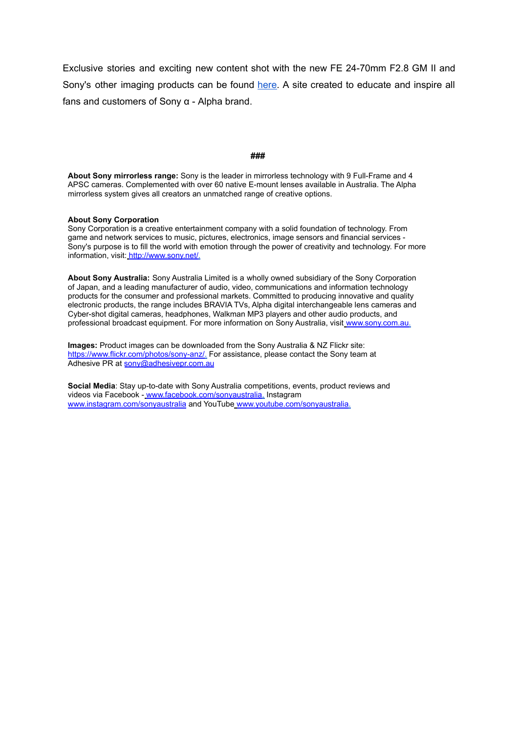Exclusive stories and exciting new content shot with the new FE 24-70mm F2.8 GM II and Sony's other imaging products can be found here. A site created to educate and inspire all fans and customers of Sony α - Alpha brand.

###

**About Sony mirrorless range:** Sony is the leader in mirrorless technology with 9 Full-Frame and 4 APSC cameras. Complemented with over 60 native E-mount lenses available in Australia. The Alpha mirrorless system gives all creators an unmatched range of creative options.

**About Sony Corporation**
Sony Corporation is a creative entertainment company with a solid foundation of technology. From game and network services to music, pictures, electronics, image sensors and financial services - Sony's purpose is to fill the world with emotion through the power of creativity and technology. For more information, visit: http://www.sony.net/.

**About Sony Australia:** Sony Australia Limited is a wholly owned subsidiary of the Sony Corporation of Japan, and a leading manufacturer of audio, video, communications and information technology products for the consumer and professional markets. Committed to producing innovative and quality electronic products, the range includes BRAVIA TVs, Alpha digital interchangeable lens cameras and Cyber-shot digital cameras, headphones, Walkman MP3 players and other audio products, and professional broadcast equipment. For more information on Sony Australia, visit www.sony.com.au.

**Images:** Product images can be downloaded from the Sony Australia & NZ Flickr site: https://www.flickr.com/photos/sony-anz/. For assistance, please contact the Sony team at Adhesive PR at sony@adhesivepr.com.au

**Social Media**: Stay up-to-date with Sony Australia competitions, events, product reviews and videos via Facebook - www.facebook.com/sonyaustralia, Instagram www.instagram.com/sonyaustralia and YouTube www.youtube.com/sonyaustralia.